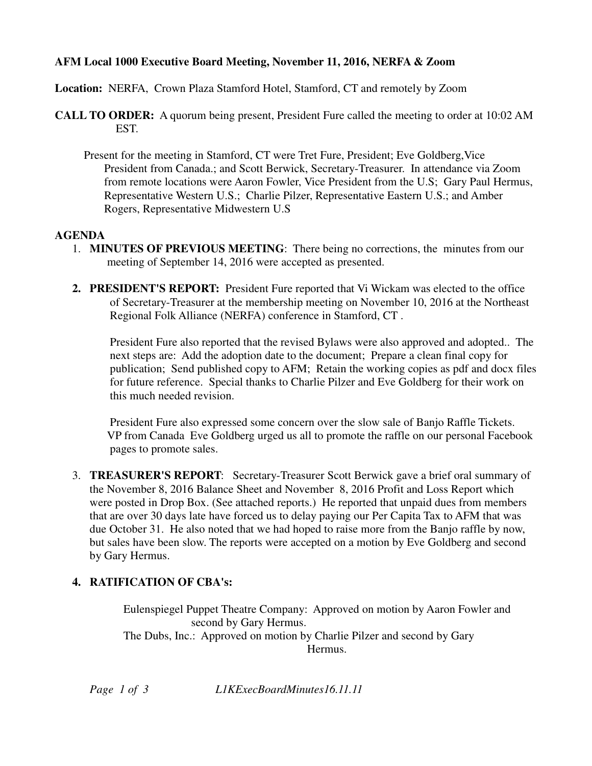**AFM Local 1000 Executive Board Meeting, November 11, 2016, NERFA & Zoom**

**Location:** NERFA, Crown Plaza Stamford Hotel, Stamford, CT and remotely by Zoom

**CALL TO ORDER:** A quorum being present, President Fure called the meeting to order at 10:02 AM EST.

Present for the meeting in Stamford, CT were Tret Fure, President; Eve Goldberg,Vice President from Canada.; and Scott Berwick, Secretary-Treasurer. In attendance via Zoom from remote locations were Aaron Fowler, Vice President from the U.S; Gary Paul Hermus, Representative Western U.S.; Charlie Pilzer, Representative Eastern U.S.; and Amber Rogers, Representative Midwestern U.S

**AGENDA**

1. **MINUTES OF PREVIOUS MEETING**: There being no corrections, the minutes from our meeting of September 14, 2016 were accepted as presented.

2. **PRESIDENT'S REPORT:** President Fure reported that Vi Wickam was elected to the office of Secretary-Treasurer at the membership meeting on November 10, 2016 at the Northeast Regional Folk Alliance (NERFA) conference in Stamford, CT .

   President Fure also reported that the revised Bylaws were also approved and adopted.. The next steps are: Add the adoption date to the document; Prepare a clean final copy for publication; Send published copy to AFM; Retain the working copies as pdf and docx files for future reference. Special thanks to Charlie Pilzer and Eve Goldberg for their work on this much needed revision.

   President Fure also expressed some concern over the slow sale of Banjo Raffle Tickets. VP from Canada Eve Goldberg urged us all to promote the raffle on our personal Facebook pages to promote sales.

3. **TREASURER'S REPORT**: Secretary-Treasurer Scott Berwick gave a brief oral summary of the November 8, 2016 Balance Sheet and November 8, 2016 Profit and Loss Report which were posted in Drop Box. (See attached reports.) He reported that unpaid dues from members that are over 30 days late have forced us to delay paying our Per Capita Tax to AFM that was due October 31. He also noted that we had hoped to raise more from the Banjo raffle by now, but sales have been slow. The reports were accepted on a motion by Eve Goldberg and second by Gary Hermus.

4. **RATIFICATION OF CBA's:**

   Eulenspiegel Puppet Theatre Company: Approved on motion by Aaron Fowler and second by Gary Hermus.
   
   The Dubs, Inc.: Approved on motion by Charlie Pilzer and second by Gary Hermus.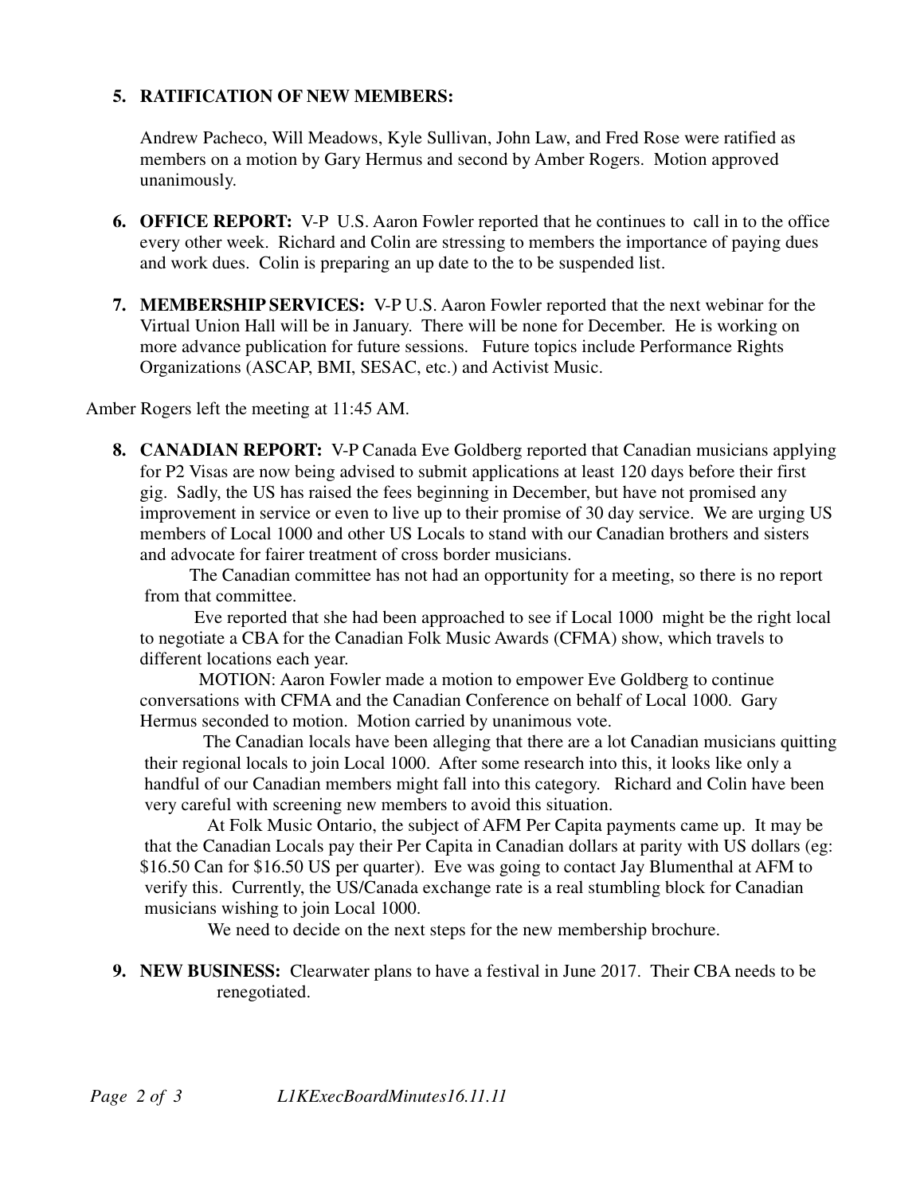5. **RATIFICATION OF NEW MEMBERS:**

   Andrew Pacheco, Will Meadows, Kyle Sullivan, John Law, and Fred Rose were ratified as members on a motion by Gary Hermus and second by Amber Rogers. Motion approved unanimously.

6. **OFFICE REPORT:** V-P U.S. Aaron Fowler reported that he continues to call in to the office every other week. Richard and Colin are stressing to members the importance of paying dues and work dues. Colin is preparing an up date to the to be suspended list.

7. **MEMBERSHIP SERVICES:** V-P U.S. Aaron Fowler reported that the next webinar for the Virtual Union Hall will be in January. There will be none for December. He is working on more advance publication for future sessions. Future topics include Performance Rights Organizations (ASCAP, BMI, SESAC, etc.) and Activist Music.

Amber Rogers left the meeting at 11:45 AM.

8. **CANADIAN REPORT:** V-P Canada Eve Goldberg reported that Canadian musicians applying for P2 Visas are now being advised to submit applications at least 120 days before their first gig. Sadly, the US has raised the fees beginning in December, but have not promised any improvement in service or even to live up to their promise of 30 day service. We are urging US members of Local 1000 and other US Locals to stand with our Canadian brothers and sisters and advocate for fairer treatment of cross border musicians.

   The Canadian committee has not had an opportunity for a meeting, so there is no report from that committee.

   Eve reported that she had been approached to see if Local 1000 might be the right local to negotiate a CBA for the Canadian Folk Music Awards (CFMA) show, which travels to different locations each year.

   MOTION: Aaron Fowler made a motion to empower Eve Goldberg to continue conversations with CFMA and the Canadian Conference on behalf of Local 1000. Gary Hermus seconded to motion. Motion carried by unanimous vote.

   The Canadian locals have been alleging that there are a lot Canadian musicians quitting their regional locals to join Local 1000. After some research into this, it looks like only a handful of our Canadian members might fall into this category. Richard and Colin have been very careful with screening new members to avoid this situation.

   At Folk Music Ontario, the subject of AFM Per Capita payments came up. It may be that the Canadian Locals pay their Per Capita in Canadian dollars at parity with US dollars (eg: $16.50 Can for $16.50 US per quarter). Eve was going to contact Jay Blumenthal at AFM to verify this. Currently, the US/Canada exchange rate is a real stumbling block for Canadian musicians wishing to join Local 1000.

   We need to decide on the next steps for the new membership brochure.

9. **NEW BUSINESS:** Clearwater plans to have a festival in June 2017. Their CBA needs to be renegotiated.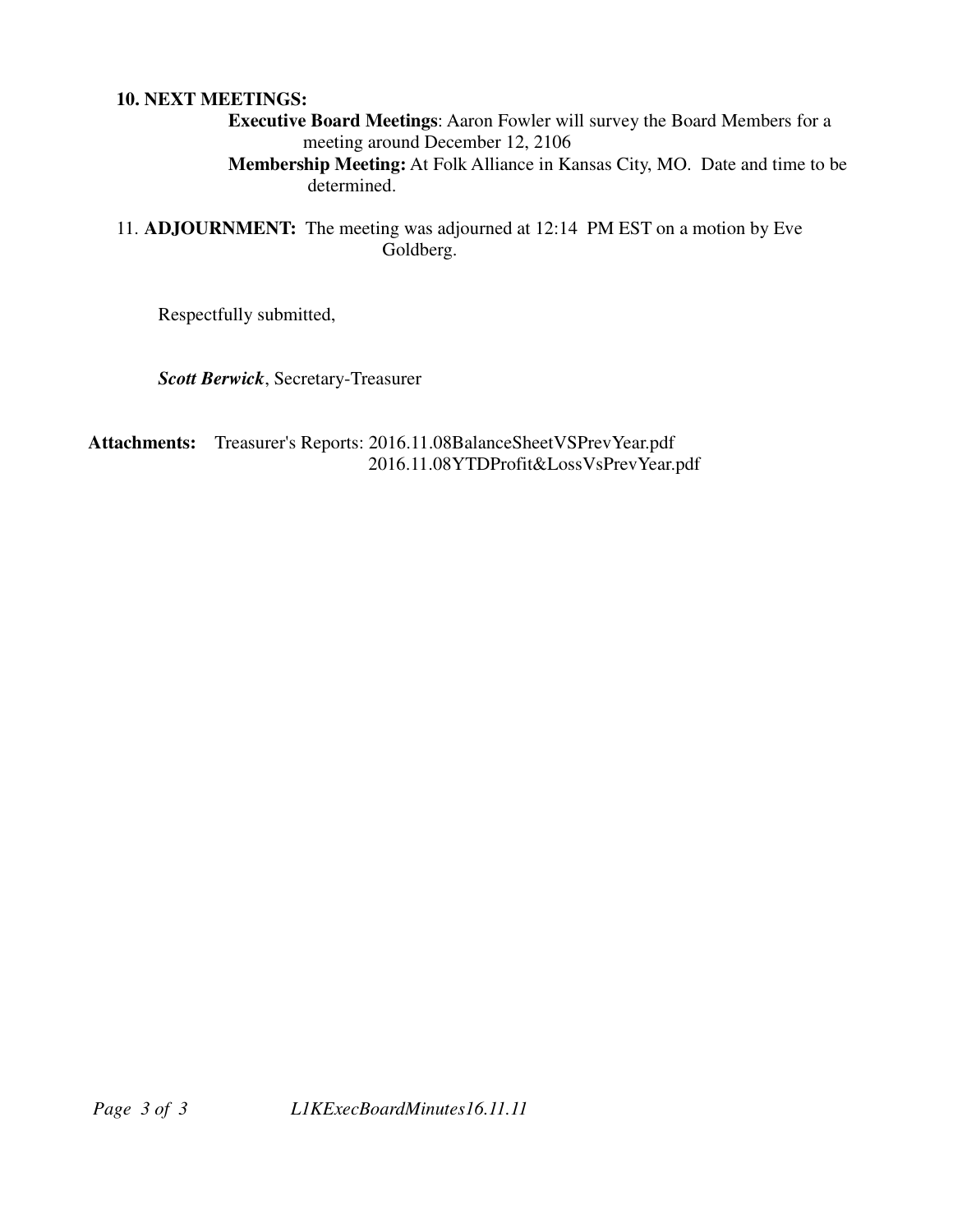**10. NEXT MEETINGS:**

**Executive Board Meetings**: Aaron Fowler will survey the Board Members for a meeting around December 12, 2106

**Membership Meeting:** At Folk Alliance in Kansas City, MO. Date and time to be determined.

11. **ADJOURNMENT:** The meeting was adjourned at 12:14 PM EST on a motion by Eve Goldberg.

Respectfully submitted,

***Scott Berwick***, Secretary-Treasurer

**Attachments:** Treasurer's Reports: 2016.11.08BalanceSheetVSPrevYear.pdf
2016.11.08YTDProfit&LossVsPrevYear.pdf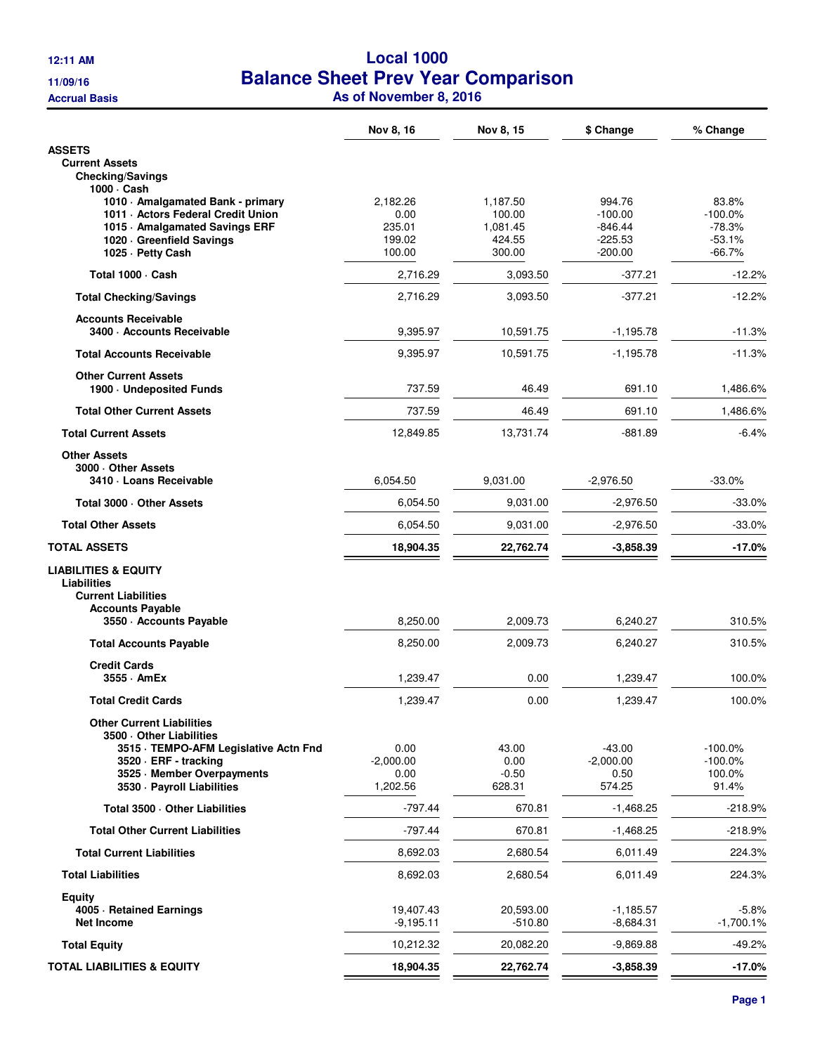12:11 AM

11/09/16

Accrual Basis

# Local 1000
## Balance Sheet Prev Year Comparison
### As of November 8, 2016

| | Nov 8, 16 | Nov 8, 15 | $ Change | % Change |
|---|---|---|---|---|
| **ASSETS** | | | | |
| **Current Assets** | | | | |
| **Checking/Savings** | | | | |
| **1000 · Cash** | | | | |
| **1010 · Amalgamated Bank - primary** | 2,182.26 | 1,187.50 | 994.76 | 83.8% |
| **1011 · Actors Federal Credit Union** | 0.00 | 100.00 | -100.00 | -100.0% |
| **1015 · Amalgamated Savings ERF** | 235.01 | 1,081.45 | -846.44 | -78.3% |
| **1020 · Greenfield Savings** | 199.02 | 424.55 | -225.53 | -53.1% |
| **1025 · Petty Cash** | 100.00 | 300.00 | -200.00 | -66.7% |
| **Total 1000 · Cash** | 2,716.29 | 3,093.50 | -377.21 | -12.2% |
| **Total Checking/Savings** | 2,716.29 | 3,093.50 | -377.21 | -12.2% |
| **Accounts Receivable** | | | | |
| **3400 · Accounts Receivable** | 9,395.97 | 10,591.75 | -1,195.78 | -11.3% |
| **Total Accounts Receivable** | 9,395.97 | 10,591.75 | -1,195.78 | -11.3% |
| **Other Current Assets** | | | | |
| **1900 · Undeposited Funds** | 737.59 | 46.49 | 691.10 | 1,486.6% |
| **Total Other Current Assets** | 737.59 | 46.49 | 691.10 | 1,486.6% |
| **Total Current Assets** | 12,849.85 | 13,731.74 | -881.89 | -6.4% |
| **Other Assets** | | | | |
| **3000 · Other Assets** | | | | |
| **3410 · Loans Receivable** | 6,054.50 | 9,031.00 | -2,976.50 | -33.0% |
| **Total 3000 · Other Assets** | 6,054.50 | 9,031.00 | -2,976.50 | -33.0% |
| **Total Other Assets** | 6,054.50 | 9,031.00 | -2,976.50 | -33.0% |
| **TOTAL ASSETS** | **18,904.35** | **22,762.74** | **-3,858.39** | **-17.0%** |
| **LIABILITIES & EQUITY** | | | | |
| **Liabilities** | | | | |
| **Current Liabilities** | | | | |
| **Accounts Payable** | | | | |
| **3550 · Accounts Payable** | 8,250.00 | 2,009.73 | 6,240.27 | 310.5% |
| **Total Accounts Payable** | 8,250.00 | 2,009.73 | 6,240.27 | 310.5% |
| **Credit Cards** | | | | |
| **3555 · AmEx** | 1,239.47 | 0.00 | 1,239.47 | 100.0% |
| **Total Credit Cards** | 1,239.47 | 0.00 | 1,239.47 | 100.0% |
| **Other Current Liabilities** | | | | |
| **3500 · Other Liabilities** | | | | |
| **3515 · TEMPO-AFM Legislative Actn Fnd** | 0.00 | 43.00 | -43.00 | -100.0% |
| **3520 · ERF - tracking** | -2,000.00 | 0.00 | -2,000.00 | -100.0% |
| **3525 · Member Overpayments** | 0.00 | -0.50 | 0.50 | 100.0% |
| **3530 · Payroll Liabilities** | 1,202.56 | 628.31 | 574.25 | 91.4% |
| **Total 3500 · Other Liabilities** | -797.44 | 670.81 | -1,468.25 | -218.9% |
| **Total Other Current Liabilities** | -797.44 | 670.81 | -1,468.25 | -218.9% |
| **Total Current Liabilities** | 8,692.03 | 2,680.54 | 6,011.49 | 224.3% |
| **Total Liabilities** | 8,692.03 | 2,680.54 | 6,011.49 | 224.3% |
| **Equity** | | | | |
| **4005 · Retained Earnings** | 19,407.43 | 20,593.00 | -1,185.57 | -5.8% |
| **Net Income** | -9,195.11 | -510.80 | -8,684.31 | -1,700.1% |
| **Total Equity** | 10,212.32 | 20,082.20 | -9,869.88 | -49.2% |
| **TOTAL LIABILITIES & EQUITY** | **18,904.35** | **22,762.74** | **-3,858.39** | **-17.0%** |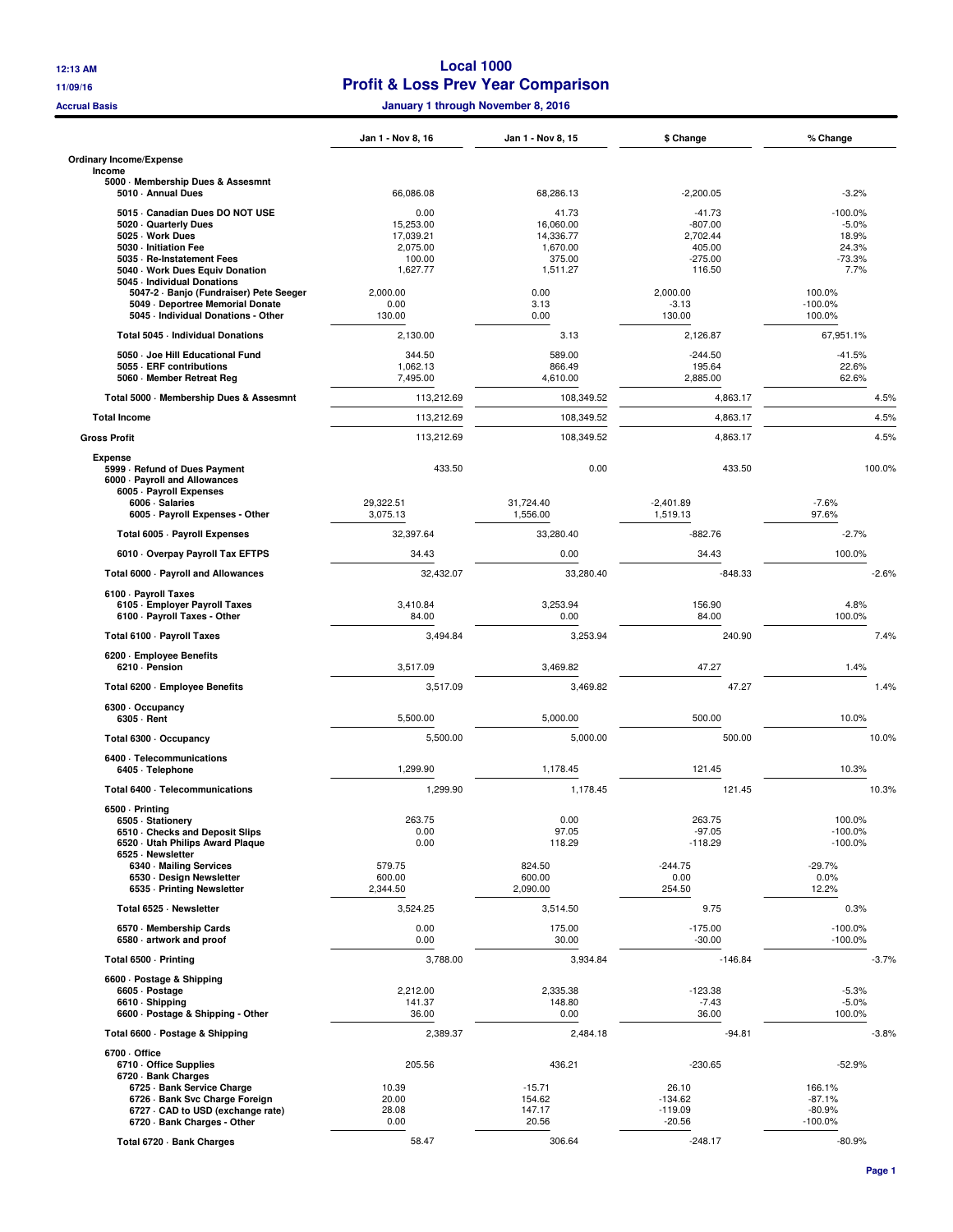# Local 1000

## Profit & Loss Prev Year Comparison

**January 1 through November 8, 2016**

12:13 AM
11/09/16
Accrual Basis

| | Jan 1 - Nov 8, 16 | Jan 1 - Nov 8, 15 | $ Change | % Change |
|---|---|---|---|---|
| **Ordinary Income/Expense** | | | | |
| **Income** | | | | |
| **5000 · Membership Dues & Assesmnt** | | | | |
| **5010 · Annual Dues** | 66,086.08 | 68,286.13 | -2,200.05 | -3.2% |
| **5015 · Canadian Dues DO NOT USE** | 0.00 | 41.73 | -41.73 | -100.0% |
| **5020 · Quarterly Dues** | 15,253.00 | 16,060.00 | -807.00 | -5.0% |
| **5025 · Work Dues** | 17,039.21 | 14,336.77 | 2,702.44 | 18.9% |
| **5030 · Initiation Fee** | 2,075.00 | 1,670.00 | 405.00 | 24.3% |
| **5035 · Re-Instatement Fees** | 100.00 | 375.00 | -275.00 | -73.3% |
| **5040 · Work Dues Equiv Donation** | 1,627.77 | 1,511.27 | 116.50 | 7.7% |
| **5045 · Individual Donations** | | | | |
| **5047-2 · Banjo (Fundraiser) Pete Seeger** | 2,000.00 | 0.00 | 2,000.00 | 100.0% |
| **5049 · Deportree Memorial Donate** | 0.00 | 3.13 | -3.13 | -100.0% |
| **5045 · Individual Donations - Other** | 130.00 | 0.00 | 130.00 | 100.0% |
| **Total 5045 · Individual Donations** | 2,130.00 | 3.13 | 2,126.87 | 67,951.1% |
| **5050 · Joe Hill Educational Fund** | 344.50 | 589.00 | -244.50 | -41.5% |
| **5055 · ERF contributions** | 1,062.13 | 866.49 | 195.64 | 22.6% |
| **5060 · Member Retreat Reg** | 7,495.00 | 4,610.00 | 2,885.00 | 62.6% |
| **Total 5000 · Membership Dues & Assesmnt** | 113,212.69 | 108,349.52 | 4,863.17 | 4.5% |
| **Total Income** | 113,212.69 | 108,349.52 | 4,863.17 | 4.5% |
| **Gross Profit** | 113,212.69 | 108,349.52 | 4,863.17 | 4.5% |
| **Expense** | | | | |
| **5999 · Refund of Dues Payment** | 433.50 | 0.00 | 433.50 | 100.0% |
| **6000 · Payroll and Allowances** | | | | |
| **6005 · Payroll Expenses** | | | | |
| **6006 · Salaries** | 29,322.51 | 31,724.40 | -2,401.89 | -7.6% |
| **6005 · Payroll Expenses - Other** | 3,075.13 | 1,556.00 | 1,519.13 | 97.6% |
| **Total 6005 · Payroll Expenses** | 32,397.64 | 33,280.40 | -882.76 | -2.7% |
| **6010 · Overpay Payroll Tax EFTPS** | 34.43 | 0.00 | 34.43 | 100.0% |
| **Total 6000 · Payroll and Allowances** | 32,432.07 | 33,280.40 | -848.33 | -2.6% |
| **6100 · Payroll Taxes** | | | | |
| **6105 · Employer Payroll Taxes** | 3,410.84 | 3,253.94 | 156.90 | 4.8% |
| **6100 · Payroll Taxes - Other** | 84.00 | 0.00 | 84.00 | 100.0% |
| **Total 6100 · Payroll Taxes** | 3,494.84 | 3,253.94 | 240.90 | 7.4% |
| **6200 · Employee Benefits** | | | | |
| **6210 · Pension** | 3,517.09 | 3,469.82 | 47.27 | 1.4% |
| **Total 6200 · Employee Benefits** | 3,517.09 | 3,469.82 | 47.27 | 1.4% |
| **6300 · Occupancy** | | | | |
| **6305 · Rent** | 5,500.00 | 5,000.00 | 500.00 | 10.0% |
| **Total 6300 · Occupancy** | 5,500.00 | 5,000.00 | 500.00 | 10.0% |
| **6400 · Telecommunications** | | | | |
| **6405 · Telephone** | 1,299.90 | 1,178.45 | 121.45 | 10.3% |
| **Total 6400 · Telecommunications** | 1,299.90 | 1,178.45 | 121.45 | 10.3% |
| **6500 · Printing** | | | | |
| **6505 · Stationery** | 263.75 | 0.00 | 263.75 | 100.0% |
| **6510 · Checks and Deposit Slips** | 0.00 | 97.05 | -97.05 | -100.0% |
| **6520 · Utah Philips Award Plaque** | 0.00 | 118.29 | -118.29 | -100.0% |
| **6525 · Newsletter** | | | | |
| **6340 · Mailing Services** | 579.75 | 824.50 | -244.75 | -29.7% |
| **6530 · Design Newsletter** | 600.00 | 600.00 | 0.00 | 0.0% |
| **6535 · Printing Newsletter** | 2,344.50 | 2,090.00 | 254.50 | 12.2% |
| **Total 6525 · Newsletter** | 3,524.25 | 3,514.50 | 9.75 | 0.3% |
| **6570 · Membership Cards** | 0.00 | 175.00 | -175.00 | -100.0% |
| **6580 · artwork and proof** | 0.00 | 30.00 | -30.00 | -100.0% |
| **Total 6500 · Printing** | 3,788.00 | 3,934.84 | -146.84 | -3.7% |
| **6600 · Postage & Shipping** | | | | |
| **6605 · Postage** | 2,212.00 | 2,335.38 | -123.38 | -5.3% |
| **6610 · Shipping** | 141.37 | 148.80 | -7.43 | -5.0% |
| **6600 · Postage & Shipping - Other** | 36.00 | 0.00 | 36.00 | 100.0% |
| **Total 6600 · Postage & Shipping** | 2,389.37 | 2,484.18 | -94.81 | -3.8% |
| **6700 · Office** | | | | |
| **6710 · Office Supplies** | 205.56 | 436.21 | -230.65 | -52.9% |
| **6720 · Bank Charges** | | | | |
| **6725 · Bank Service Charge** | 10.39 | -15.71 | 26.10 | 166.1% |
| **6726 · Bank Svc Charge Foreign** | 20.00 | 154.62 | -134.62 | -87.1% |
| **6727 · CAD to USD (exchange rate)** | 28.08 | 147.17 | -119.09 | -80.9% |
| **6720 · Bank Charges - Other** | 0.00 | 20.56 | -20.56 | -100.0% |
| **Total 6720 · Bank Charges** | 58.47 | 306.64 | -248.17 | -80.9% |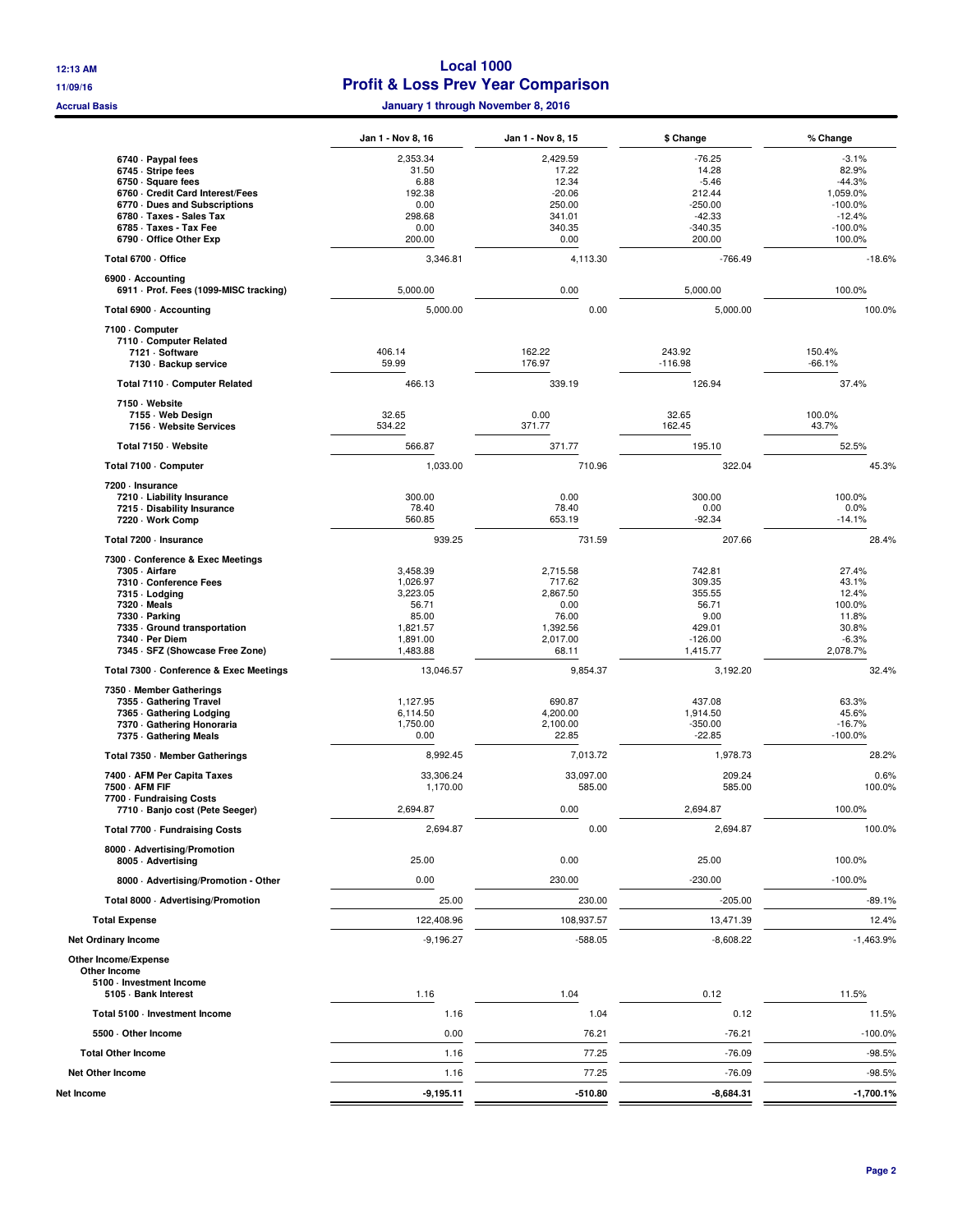# Local 1000

## Profit & Loss Prev Year Comparison

**January 1 through November 8, 2016**

12:13 AM
11/09/16
Accrual Basis

| | Jan 1 - Nov 8, 16 | Jan 1 - Nov 8, 15 | $ Change | % Change |
|---|---|---|---|---|
| 6740 · Paypal fees | 2,353.34 | 2,429.59 | -76.25 | -3.1% |
| 6745 · Stripe fees | 31.50 | 17.22 | 14.28 | 82.9% |
| 6750 · Square fees | 6.88 | 12.34 | -5.46 | -44.3% |
| 6760 · Credit Card Interest/Fees | 192.38 | -20.06 | 212.44 | 1,059.0% |
| 6770 · Dues and Subscriptions | 0.00 | 250.00 | -250.00 | -100.0% |
| 6780 · Taxes - Sales Tax | 298.68 | 341.01 | -42.33 | -12.4% |
| 6785 · Taxes - Tax Fee | 0.00 | 340.35 | -340.35 | -100.0% |
| 6790 · Office Other Exp | 200.00 | 0.00 | 200.00 | 100.0% |
| **Total 6700 · Office** | 3,346.81 | 4,113.30 | -766.49 | -18.6% |
| 6900 · Accounting | | | | |
| 6911 · Prof. Fees (1099-MISC tracking) | 5,000.00 | 0.00 | 5,000.00 | 100.0% |
| **Total 6900 · Accounting** | 5,000.00 | 0.00 | 5,000.00 | 100.0% |
| 7100 · Computer | | | | |
| 7110 · Computer Related | | | | |
| 7121 · Software | 406.14 | 162.22 | 243.92 | 150.4% |
| 7130 · Backup service | 59.99 | 176.97 | -116.98 | -66.1% |
| **Total 7110 · Computer Related** | 466.13 | 339.19 | 126.94 | 37.4% |
| 7150 · Website | | | | |
| 7155 · Web Design | 32.65 | 0.00 | 32.65 | 100.0% |
| 7156 · Website Services | 534.22 | 371.77 | 162.45 | 43.7% |
| **Total 7150 · Website** | 566.87 | 371.77 | 195.10 | 52.5% |
| **Total 7100 · Computer** | 1,033.00 | 710.96 | 322.04 | 45.3% |
| 7200 · Insurance | | | | |
| 7210 · Liability Insurance | 300.00 | 0.00 | 300.00 | 100.0% |
| 7215 · Disability Insurance | 78.40 | 78.40 | 0.00 | 0.0% |
| 7220 · Work Comp | 560.85 | 653.19 | -92.34 | -14.1% |
| **Total 7200 · Insurance** | 939.25 | 731.59 | 207.66 | 28.4% |
| 7300 · Conference & Exec Meetings | | | | |
| 7305 · Airfare | 3,458.39 | 2,715.58 | 742.81 | 27.4% |
| 7310 · Conference Fees | 1,026.97 | 717.62 | 309.35 | 43.1% |
| 7315 · Lodging | 3,223.05 | 2,867.50 | 355.55 | 12.4% |
| 7320 · Meals | 56.71 | 0.00 | 56.71 | 100.0% |
| 7330 · Parking | 85.00 | 76.00 | 9.00 | 11.8% |
| 7335 · Ground transportation | 1,821.57 | 1,392.56 | 429.01 | 30.8% |
| 7340 · Per Diem | 1,891.00 | 2,017.00 | -126.00 | -6.3% |
| 7345 · SFZ (Showcase Free Zone) | 1,483.88 | 68.11 | 1,415.77 | 2,078.7% |
| **Total 7300 · Conference & Exec Meetings** | 13,046.57 | 9,854.37 | 3,192.20 | 32.4% |
| 7350 · Member Gatherings | | | | |
| 7355 · Gathering Travel | 1,127.95 | 690.87 | 437.08 | 63.3% |
| 7365 · Gathering Lodging | 6,114.50 | 4,200.00 | 1,914.50 | 45.6% |
| 7370 · Gathering Honoraria | 1,750.00 | 2,100.00 | -350.00 | -16.7% |
| 7375 · Gathering Meals | 0.00 | 22.85 | -22.85 | -100.0% |
| **Total 7350 · Member Gatherings** | 8,992.45 | 7,013.72 | 1,978.73 | 28.2% |
| 7400 · AFM Per Capita Taxes | 33,306.24 | 33,097.00 | 209.24 | 0.6% |
| 7500 · AFM FIF | 1,170.00 | 585.00 | 585.00 | 100.0% |
| 7700 · Fundraising Costs | | | | |
| 7710 · Banjo cost (Pete Seeger) | 2,694.87 | 0.00 | 2,694.87 | 100.0% |
| **Total 7700 · Fundraising Costs** | 2,694.87 | 0.00 | 2,694.87 | 100.0% |
| 8000 · Advertising/Promotion | | | | |
| 8005 · Advertising | 25.00 | 0.00 | 25.00 | 100.0% |
| 8000 · Advertising/Promotion - Other | 0.00 | 230.00 | -230.00 | -100.0% |
| **Total 8000 · Advertising/Promotion** | 25.00 | 230.00 | -205.00 | -89.1% |
| **Total Expense** | 122,408.96 | 108,937.57 | 13,471.39 | 12.4% |
| **Net Ordinary Income** | -9,196.27 | -588.05 | -8,608.22 | -1,463.9% |
| **Other Income/Expense** | | | | |
| **Other Income** | | | | |
| 5100 · Investment Income | | | | |
| 5105 · Bank Interest | 1.16 | 1.04 | 0.12 | 11.5% |
| **Total 5100 · Investment Income** | 1.16 | 1.04 | 0.12 | 11.5% |
| 5500 · Other Income | 0.00 | 76.21 | -76.21 | -100.0% |
| **Total Other Income** | 1.16 | 77.25 | -76.09 | -98.5% |
| **Net Other Income** | 1.16 | 77.25 | -76.09 | -98.5% |
| **Net Income** | **-9,195.11** | **-510.80** | **-8,684.31** | **-1,700.1%** |